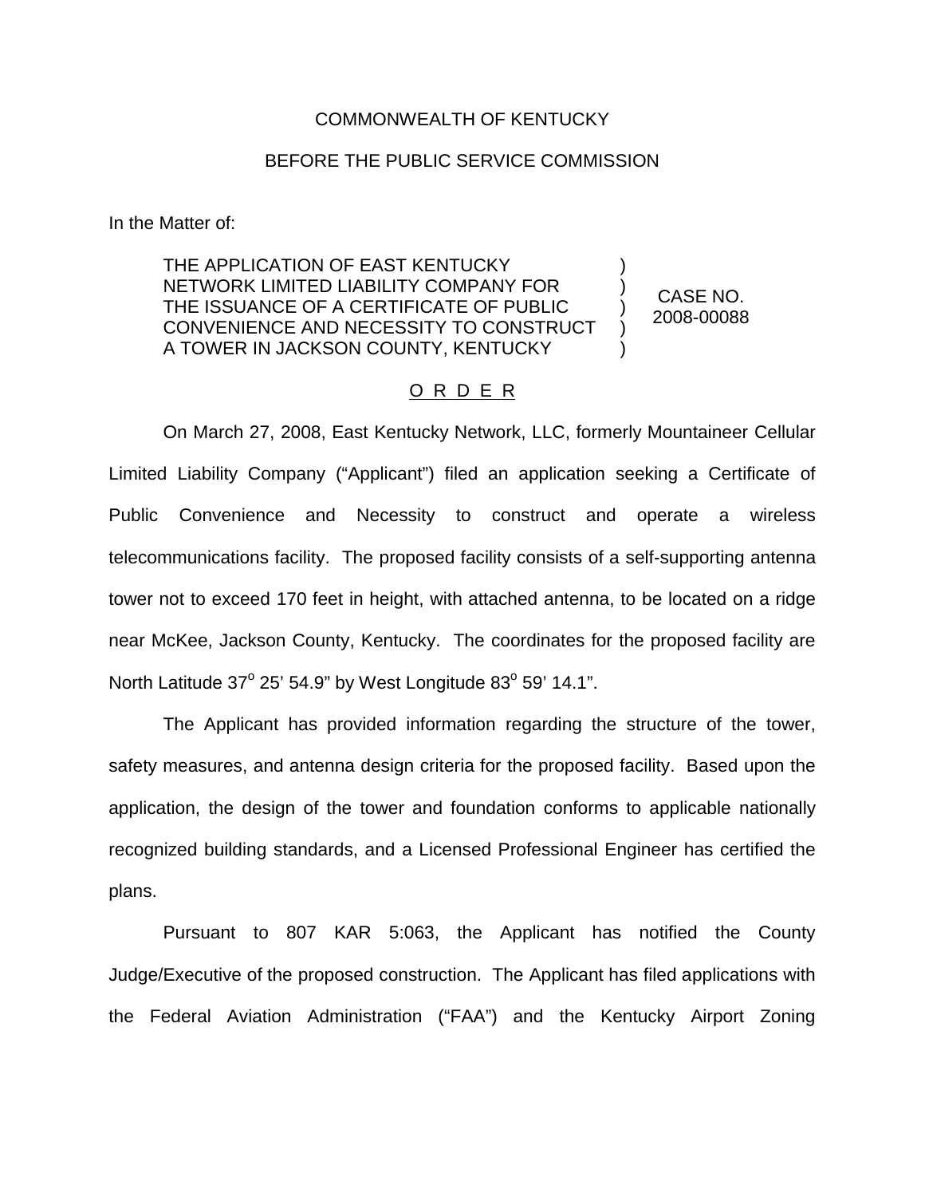COMMONWEALTH OF KENTUCKY

BEFORE THE PUBLIC SERVICE COMMISSION

In the Matter of:

| | | |
|---|---|---|
| THE APPLICATION OF EAST KENTUCKY NETWORK LIMITED LIABILITY COMPANY FOR THE ISSUANCE OF A CERTIFICATE OF PUBLIC CONVENIENCE AND NECESSITY TO CONSTRUCT A TOWER IN JACKSON COUNTY, KENTUCKY | ) ) ) ) ) | CASE NO. 2008-00088 |

O R D E R

On March 27, 2008, East Kentucky Network, LLC, formerly Mountaineer Cellular Limited Liability Company ("Applicant") filed an application seeking a Certificate of Public Convenience and Necessity to construct and operate a wireless telecommunications facility. The proposed facility consists of a self-supporting antenna tower not to exceed 170 feet in height, with attached antenna, to be located on a ridge near McKee, Jackson County, Kentucky. The coordinates for the proposed facility are North Latitude 37° 25' 54.9" by West Longitude 83° 59' 14.1".

The Applicant has provided information regarding the structure of the tower, safety measures, and antenna design criteria for the proposed facility. Based upon the application, the design of the tower and foundation conforms to applicable nationally recognized building standards, and a Licensed Professional Engineer has certified the plans.

Pursuant to 807 KAR 5:063, the Applicant has notified the County Judge/Executive of the proposed construction. The Applicant has filed applications with the Federal Aviation Administration ("FAA") and the Kentucky Airport Zoning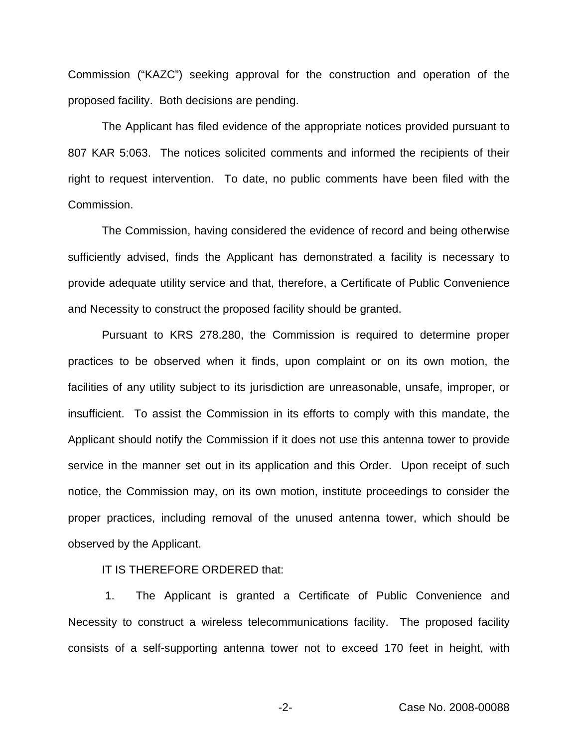Commission ("KAZC") seeking approval for the construction and operation of the proposed facility. Both decisions are pending.

The Applicant has filed evidence of the appropriate notices provided pursuant to 807 KAR 5:063. The notices solicited comments and informed the recipients of their right to request intervention. To date, no public comments have been filed with the Commission.

The Commission, having considered the evidence of record and being otherwise sufficiently advised, finds the Applicant has demonstrated a facility is necessary to provide adequate utility service and that, therefore, a Certificate of Public Convenience and Necessity to construct the proposed facility should be granted.

Pursuant to KRS 278.280, the Commission is required to determine proper practices to be observed when it finds, upon complaint or on its own motion, the facilities of any utility subject to its jurisdiction are unreasonable, unsafe, improper, or insufficient. To assist the Commission in its efforts to comply with this mandate, the Applicant should notify the Commission if it does not use this antenna tower to provide service in the manner set out in its application and this Order. Upon receipt of such notice, the Commission may, on its own motion, institute proceedings to consider the proper practices, including removal of the unused antenna tower, which should be observed by the Applicant.

IT IS THEREFORE ORDERED that:

1. The Applicant is granted a Certificate of Public Convenience and Necessity to construct a wireless telecommunications facility. The proposed facility consists of a self-supporting antenna tower not to exceed 170 feet in height, with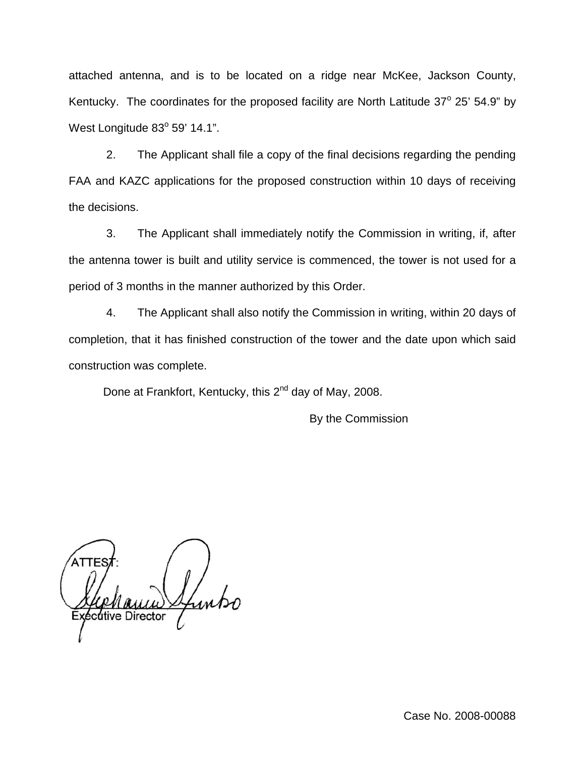attached antenna, and is to be located on a ridge near McKee, Jackson County, Kentucky. The coordinates for the proposed facility are North Latitude 37° 25' 54.9" by West Longitude 83° 59' 14.1".

2. The Applicant shall file a copy of the final decisions regarding the pending FAA and KAZC applications for the proposed construction within 10 days of receiving the decisions.

3. The Applicant shall immediately notify the Commission in writing, if, after the antenna tower is built and utility service is commenced, the tower is not used for a period of 3 months in the manner authorized by this Order.

4. The Applicant shall also notify the Commission in writing, within 20 days of completion, that it has finished construction of the tower and the date upon which said construction was complete.

Done at Frankfort, Kentucky, this 2nd day of May, 2008.

By the Commission

ATTEST:

Executive Director

Case No. 2008-00088